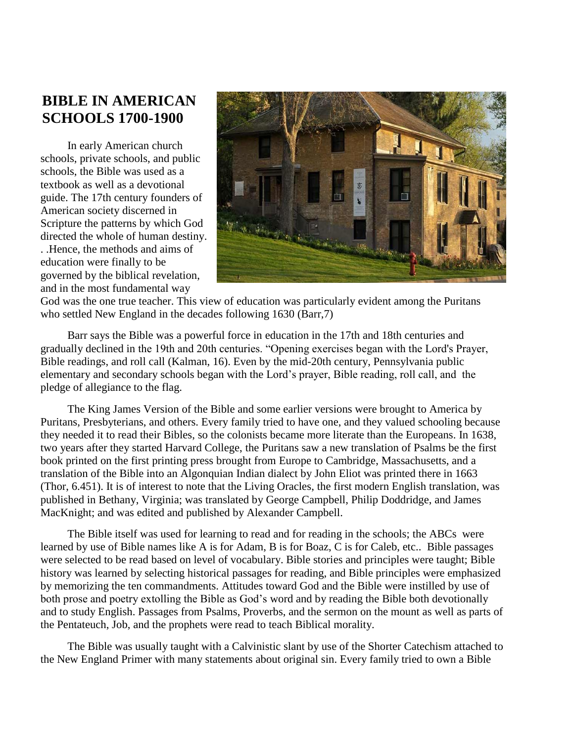# BIBLE IN AMERICAN SCHOOLS 1700-1900

In early American church schools, private schools, and public schools, the Bible was used as a textbook as well as a devotional guide. The 17th century founders of American society discerned in Scripture the patterns by which God directed the whole of human destiny. . .Hence, the methods and aims of education were finally to be governed by the biblical revelation, and in the most fundamental way God was the one true teacher. This view of education was particularly evident among the Puritans who settled New England in the decades following 1630 (Barr,7)

Barr says the Bible was a powerful force in education in the 17th and 18th centuries and gradually declined in the 19th and 20th centuries. "Opening exercises began with the Lord's Prayer, Bible readings, and roll call (Kalman, 16). Even by the mid-20th century, Pennsylvania public elementary and secondary schools began with the Lord's prayer, Bible reading, roll call, and the pledge of allegiance to the flag.

The King James Version of the Bible and some earlier versions were brought to America by Puritans, Presbyterians, and others. Every family tried to have one, and they valued schooling because they needed it to read their Bibles, so the colonists became more literate than the Europeans. In 1638, two years after they started Harvard College, the Puritans saw a new translation of Psalms be the first book printed on the first printing press brought from Europe to Cambridge, Massachusetts, and a translation of the Bible into an Algonquian Indian dialect by John Eliot was printed there in 1663 (Thor, 6.451). It is of interest to note that the Living Oracles, the first modern English translation, was published in Bethany, Virginia; was translated by George Campbell, Philip Doddridge, and James MacKnight; and was edited and published by Alexander Campbell.

The Bible itself was used for learning to read and for reading in the schools; the ABCs were learned by use of Bible names like A is for Adam, B is for Boaz, C is for Caleb, etc.. Bible passages were selected to be read based on level of vocabulary. Bible stories and principles were taught; Bible history was learned by selecting historical passages for reading, and Bible principles were emphasized by memorizing the ten commandments. Attitudes toward God and the Bible were instilled by use of both prose and poetry extolling the Bible as God's word and by reading the Bible both devotionally and to study English. Passages from Psalms, Proverbs, and the sermon on the mount as well as parts of the Pentateuch, Job, and the prophets were read to teach Biblical morality.

The Bible was usually taught with a Calvinistic slant by use of the Shorter Catechism attached to the New England Primer with many statements about original sin. Every family tried to own a Bible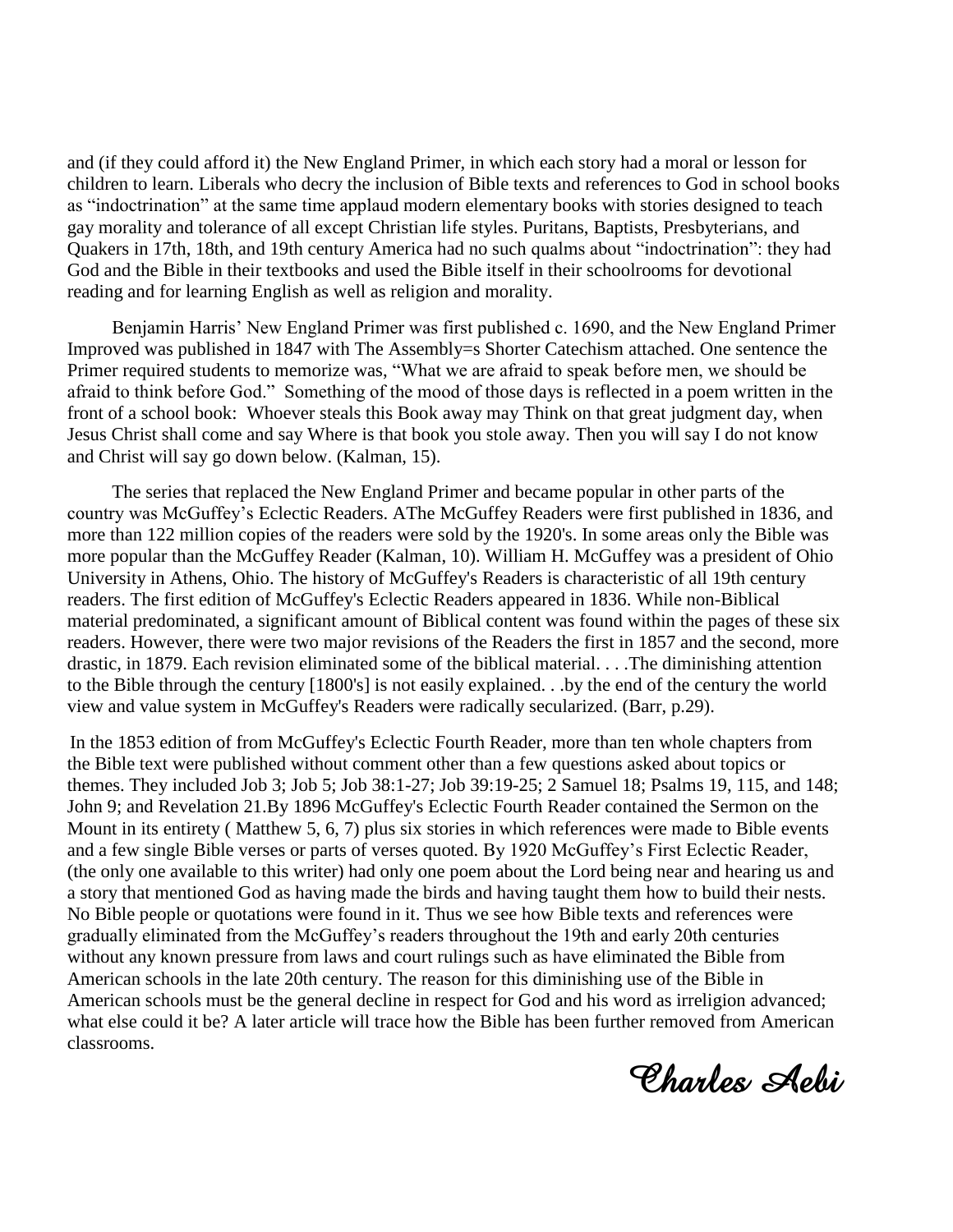and (if they could afford it) the New England Primer, in which each story had a moral or lesson for children to learn. Liberals who decry the inclusion of Bible texts and references to God in school books as "indoctrination" at the same time applaud modern elementary books with stories designed to teach gay morality and tolerance of all except Christian life styles. Puritans, Baptists, Presbyterians, and Quakers in 17th, 18th, and 19th century America had no such qualms about "indoctrination": they had God and the Bible in their textbooks and used the Bible itself in their schoolrooms for devotional reading and for learning English as well as religion and morality.

Benjamin Harris' New England Primer was first published c. 1690, and the New England Primer Improved was published in 1847 with The Assembly=s Shorter Catechism attached. One sentence the Primer required students to memorize was, "What we are afraid to speak before men, we should be afraid to think before God." Something of the mood of those days is reflected in a poem written in the front of a school book: Whoever steals this Book away may Think on that great judgment day, when Jesus Christ shall come and say Where is that book you stole away. Then you will say I do not know and Christ will say go down below. (Kalman, 15).

The series that replaced the New England Primer and became popular in other parts of the country was McGuffey's Eclectic Readers. AThe McGuffey Readers were first published in 1836, and more than 122 million copies of the readers were sold by the 1920's. In some areas only the Bible was more popular than the McGuffey Reader (Kalman, 10). William H. McGuffey was a president of Ohio University in Athens, Ohio. The history of McGuffey's Readers is characteristic of all 19th century readers. The first edition of McGuffey's Eclectic Readers appeared in 1836. While non-Biblical material predominated, a significant amount of Biblical content was found within the pages of these six readers. However, there were two major revisions of the Readers the first in 1857 and the second, more drastic, in 1879. Each revision eliminated some of the biblical material. . . .The diminishing attention to the Bible through the century [1800's] is not easily explained. . .by the end of the century the world view and value system in McGuffey's Readers were radically secularized. (Barr, p.29).

In the 1853 edition of from McGuffey's Eclectic Fourth Reader, more than ten whole chapters from the Bible text were published without comment other than a few questions asked about topics or themes. They included Job 3; Job 5; Job 38:1-27; Job 39:19-25; 2 Samuel 18; Psalms 19, 115, and 148; John 9; and Revelation 21.By 1896 McGuffey's Eclectic Fourth Reader contained the Sermon on the Mount in its entirety ( Matthew 5, 6, 7) plus six stories in which references were made to Bible events and a few single Bible verses or parts of verses quoted. By 1920 McGuffey's First Eclectic Reader, (the only one available to this writer) had only one poem about the Lord being near and hearing us and a story that mentioned God as having made the birds and having taught them how to build their nests. No Bible people or quotations were found in it. Thus we see how Bible texts and references were gradually eliminated from the McGuffey's readers throughout the 19th and early 20th centuries without any known pressure from laws and court rulings such as have eliminated the Bible from American schools in the late 20th century. The reason for this diminishing use of the Bible in American schools must be the general decline in respect for God and his word as irreligion advanced; what else could it be? A later article will trace how the Bible has been further removed from American classrooms.

Charles Aebi